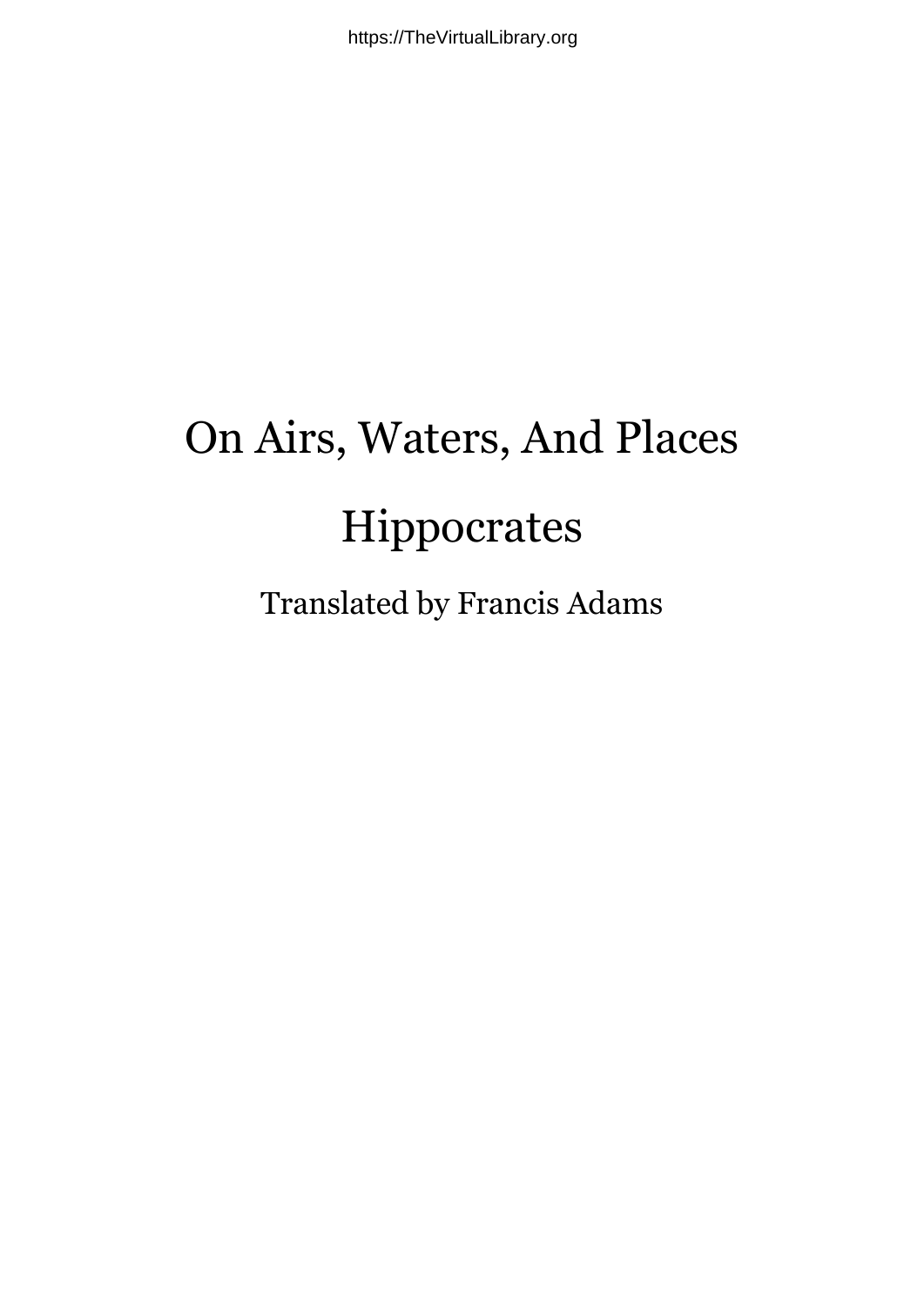# On Airs, Waters, And Places

## Hippocrates

Translated by Francis Adams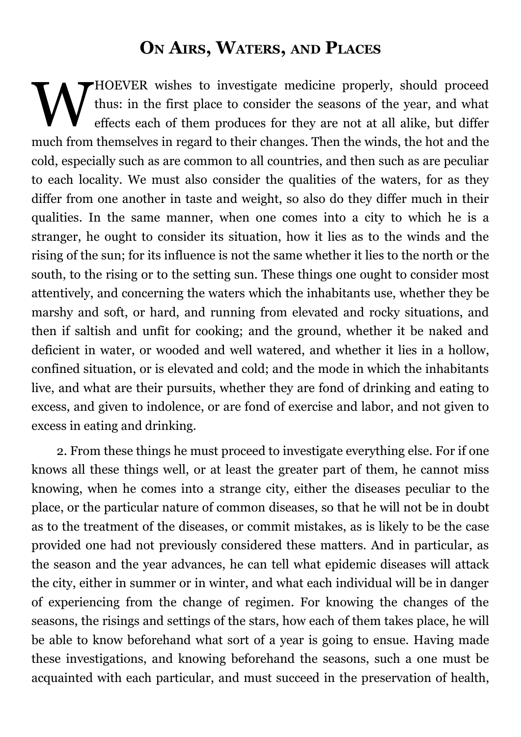# On Airs, Waters, and Places

WHOEVER wishes to investigate medicine properly, should proceed thus: in the first place to consider the seasons of the year, and what effects each of them produces for they are not at all alike, but differ much from themselves in regard to their changes. Then the winds, the hot and the cold, especially such as are common to all countries, and then such as are peculiar to each locality. We must also consider the qualities of the waters, for as they differ from one another in taste and weight, so also do they differ much in their qualities. In the same manner, when one comes into a city to which he is a stranger, he ought to consider its situation, how it lies as to the winds and the rising of the sun; for its influence is not the same whether it lies to the north or the south, to the rising or to the setting sun. These things one ought to consider most attentively, and concerning the waters which the inhabitants use, whether they be marshy and soft, or hard, and running from elevated and rocky situations, and then if saltish and unfit for cooking; and the ground, whether it be naked and deficient in water, or wooded and well watered, and whether it lies in a hollow, confined situation, or is elevated and cold; and the mode in which the inhabitants live, and what are their pursuits, whether they are fond of drinking and eating to excess, and given to indolence, or are fond of exercise and labor, and not given to excess in eating and drinking.

2. From these things he must proceed to investigate everything else. For if one knows all these things well, or at least the greater part of them, he cannot miss knowing, when he comes into a strange city, either the diseases peculiar to the place, or the particular nature of common diseases, so that he will not be in doubt as to the treatment of the diseases, or commit mistakes, as is likely to be the case provided one had not previously considered these matters. And in particular, as the season and the year advances, he can tell what epidemic diseases will attack the city, either in summer or in winter, and what each individual will be in danger of experiencing from the change of regimen. For knowing the changes of the seasons, the risings and settings of the stars, how each of them takes place, he will be able to know beforehand what sort of a year is going to ensue. Having made these investigations, and knowing beforehand the seasons, such a one must be acquainted with each particular, and must succeed in the preservation of health,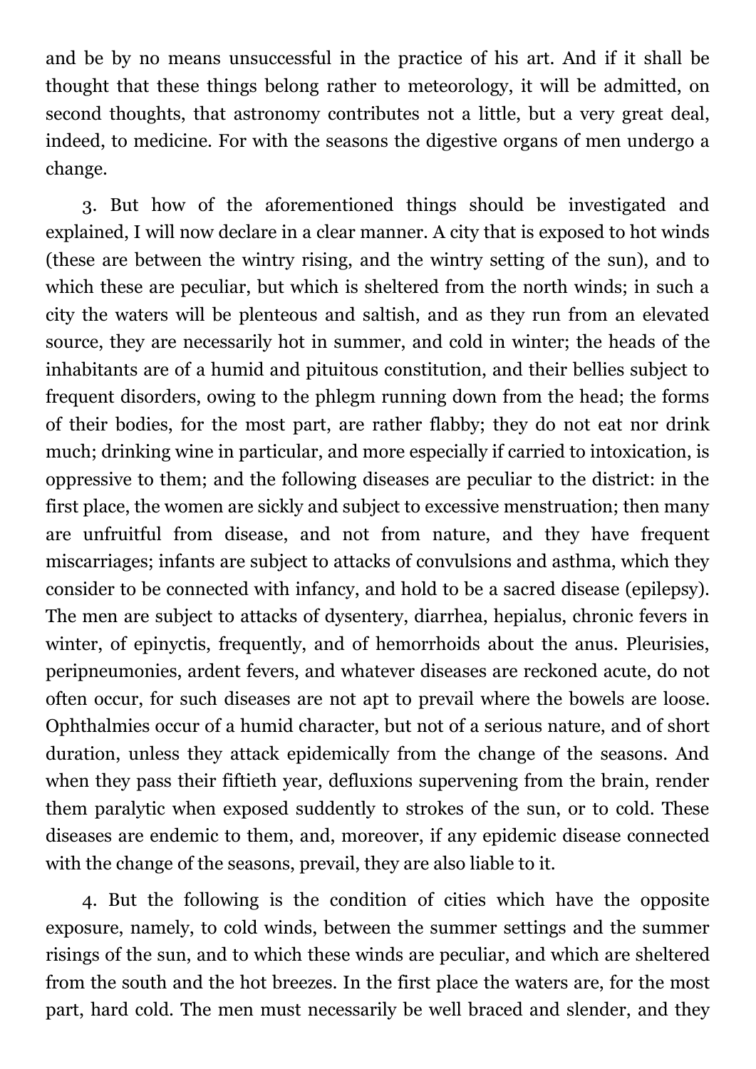and be by no means unsuccessful in the practice of his art. And if it shall be thought that these things belong rather to meteorology, it will be admitted, on second thoughts, that astronomy contributes not a little, but a very great deal, indeed, to medicine. For with the seasons the digestive organs of men undergo a change.

3. But how of the aforementioned things should be investigated and explained, I will now declare in a clear manner. A city that is exposed to hot winds (these are between the wintry rising, and the wintry setting of the sun), and to which these are peculiar, but which is sheltered from the north winds; in such a city the waters will be plenteous and saltish, and as they run from an elevated source, they are necessarily hot in summer, and cold in winter; the heads of the inhabitants are of a humid and pituitous constitution, and their bellies subject to frequent disorders, owing to the phlegm running down from the head; the forms of their bodies, for the most part, are rather flabby; they do not eat nor drink much; drinking wine in particular, and more especially if carried to intoxication, is oppressive to them; and the following diseases are peculiar to the district: in the first place, the women are sickly and subject to excessive menstruation; then many are unfruitful from disease, and not from nature, and they have frequent miscarriages; infants are subject to attacks of convulsions and asthma, which they consider to be connected with infancy, and hold to be a sacred disease (epilepsy). The men are subject to attacks of dysentery, diarrhea, hepialus, chronic fevers in winter, of epinyctis, frequently, and of hemorrhoids about the anus. Pleurisies, peripneumonies, ardent fevers, and whatever diseases are reckoned acute, do not often occur, for such diseases are not apt to prevail where the bowels are loose. Ophthalmies occur of a humid character, but not of a serious nature, and of short duration, unless they attack epidemically from the change of the seasons. And when they pass their fiftieth year, defluxions supervening from the brain, render them paralytic when exposed suddenly to strokes of the sun, or to cold. These diseases are endemic to them, and, moreover, if any epidemic disease connected with the change of the seasons, prevail, they are also liable to it.

4. But the following is the condition of cities which have the opposite exposure, namely, to cold winds, between the summer settings and the summer risings of the sun, and to which these winds are peculiar, and which are sheltered from the south and the hot breezes. In the first place the waters are, for the most part, hard cold. The men must necessarily be well braced and slender, and they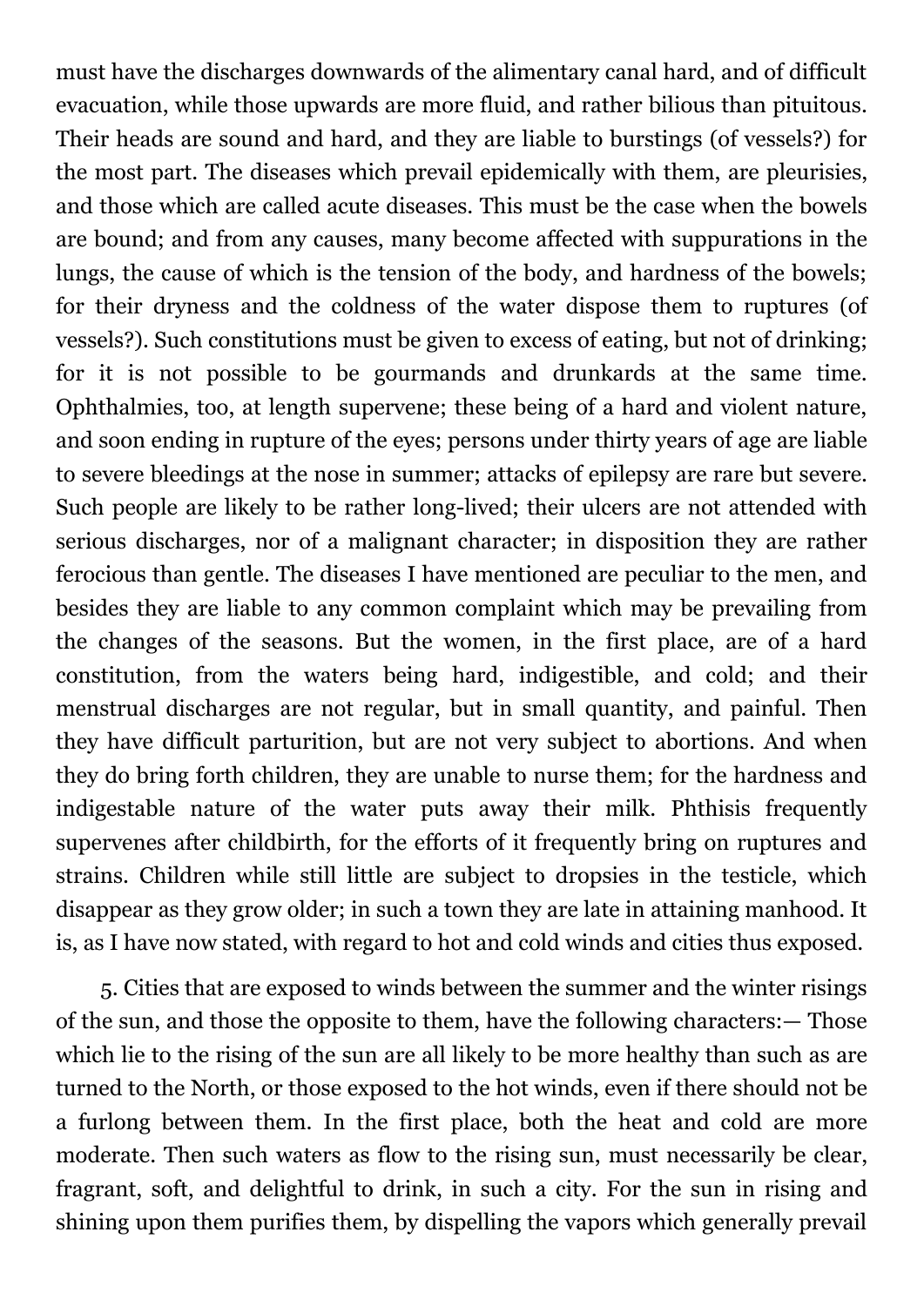must have the discharges downwards of the alimentary canal hard, and of difficult evacuation, while those upwards are more fluid, and rather bilious than pituitous. Their heads are sound and hard, and they are liable to burstings (of vessels?) for the most part. The diseases which prevail epidemically with them, are pleurisies, and those which are called acute diseases. This must be the case when the bowels are bound; and from any causes, many become affected with suppurations in the lungs, the cause of which is the tension of the body, and hardness of the bowels; for their dryness and the coldness of the water dispose them to ruptures (of vessels?). Such constitutions must be given to excess of eating, but not of drinking; for it is not possible to be gourmands and drunkards at the same time. Ophthalmies, too, at length supervene; these being of a hard and violent nature, and soon ending in rupture of the eyes; persons under thirty years of age are liable to severe bleedings at the nose in summer; attacks of epilepsy are rare but severe. Such people are likely to be rather long-lived; their ulcers are not attended with serious discharges, nor of a malignant character; in disposition they are rather ferocious than gentle. The diseases I have mentioned are peculiar to the men, and besides they are liable to any common complaint which may be prevailing from the changes of the seasons. But the women, in the first place, are of a hard constitution, from the waters being hard, indigestible, and cold; and their menstrual discharges are not regular, but in small quantity, and painful. Then they have difficult parturition, but are not very subject to abortions. And when they do bring forth children, they are unable to nurse them; for the hardness and indigestable nature of the water puts away their milk. Phthisis frequently supervenes after childbirth, for the efforts of it frequently bring on ruptures and strains. Children while still little are subject to dropsies in the testicle, which disappear as they grow older; in such a town they are late in attaining manhood. It is, as I have now stated, with regard to hot and cold winds and cities thus exposed.

5. Cities that are exposed to winds between the summer and the winter risings of the sun, and those the opposite to them, have the following characters:— Those which lie to the rising of the sun are all likely to be more healthy than such as are turned to the North, or those exposed to the hot winds, even if there should not be a furlong between them. In the first place, both the heat and cold are more moderate. Then such waters as flow to the rising sun, must necessarily be clear, fragrant, soft, and delightful to drink, in such a city. For the sun in rising and shining upon them purifies them, by dispelling the vapors which generally prevail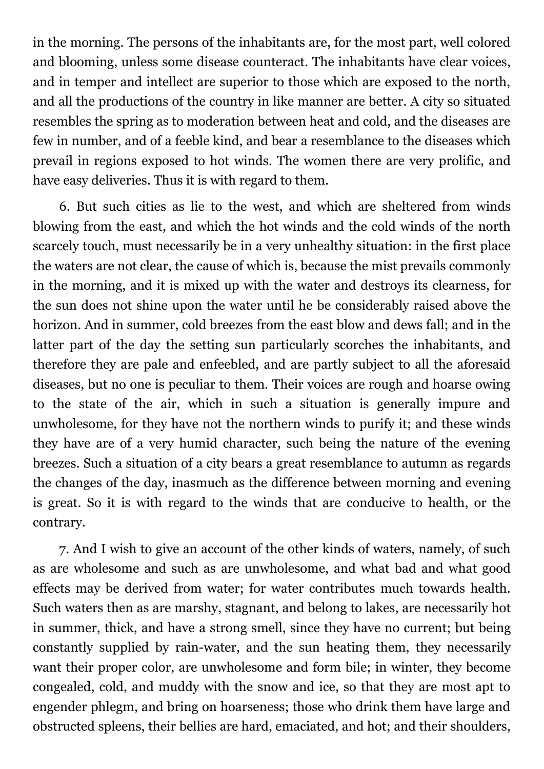in the morning. The persons of the inhabitants are, for the most part, well colored and blooming, unless some disease counteract. The inhabitants have clear voices, and in temper and intellect are superior to those which are exposed to the north, and all the productions of the country in like manner are better. A city so situated resembles the spring as to moderation between heat and cold, and the diseases are few in number, and of a feeble kind, and bear a resemblance to the diseases which prevail in regions exposed to hot winds. The women there are very prolific, and have easy deliveries. Thus it is with regard to them.

6. But such cities as lie to the west, and which are sheltered from winds blowing from the east, and which the hot winds and the cold winds of the north scarcely touch, must necessarily be in a very unhealthy situation: in the first place the waters are not clear, the cause of which is, because the mist prevails commonly in the morning, and it is mixed up with the water and destroys its clearness, for the sun does not shine upon the water until he be considerably raised above the horizon. And in summer, cold breezes from the east blow and dews fall; and in the latter part of the day the setting sun particularly scorches the inhabitants, and therefore they are pale and enfeebled, and are partly subject to all the aforesaid diseases, but no one is peculiar to them. Their voices are rough and hoarse owing to the state of the air, which in such a situation is generally impure and unwholesome, for they have not the northern winds to purify it; and these winds they have are of a very humid character, such being the nature of the evening breezes. Such a situation of a city bears a great resemblance to autumn as regards the changes of the day, inasmuch as the difference between morning and evening is great. So it is with regard to the winds that are conducive to health, or the contrary.

7. And I wish to give an account of the other kinds of waters, namely, of such as are wholesome and such as are unwholesome, and what bad and what good effects may be derived from water; for water contributes much towards health. Such waters then as are marshy, stagnant, and belong to lakes, are necessarily hot in summer, thick, and have a strong smell, since they have no current; but being constantly supplied by rain-water, and the sun heating them, they necessarily want their proper color, are unwholesome and form bile; in winter, they become congealed, cold, and muddy with the snow and ice, so that they are most apt to engender phlegm, and bring on hoarseness; those who drink them have large and obstructed spleens, their bellies are hard, emaciated, and hot; and their shoulders,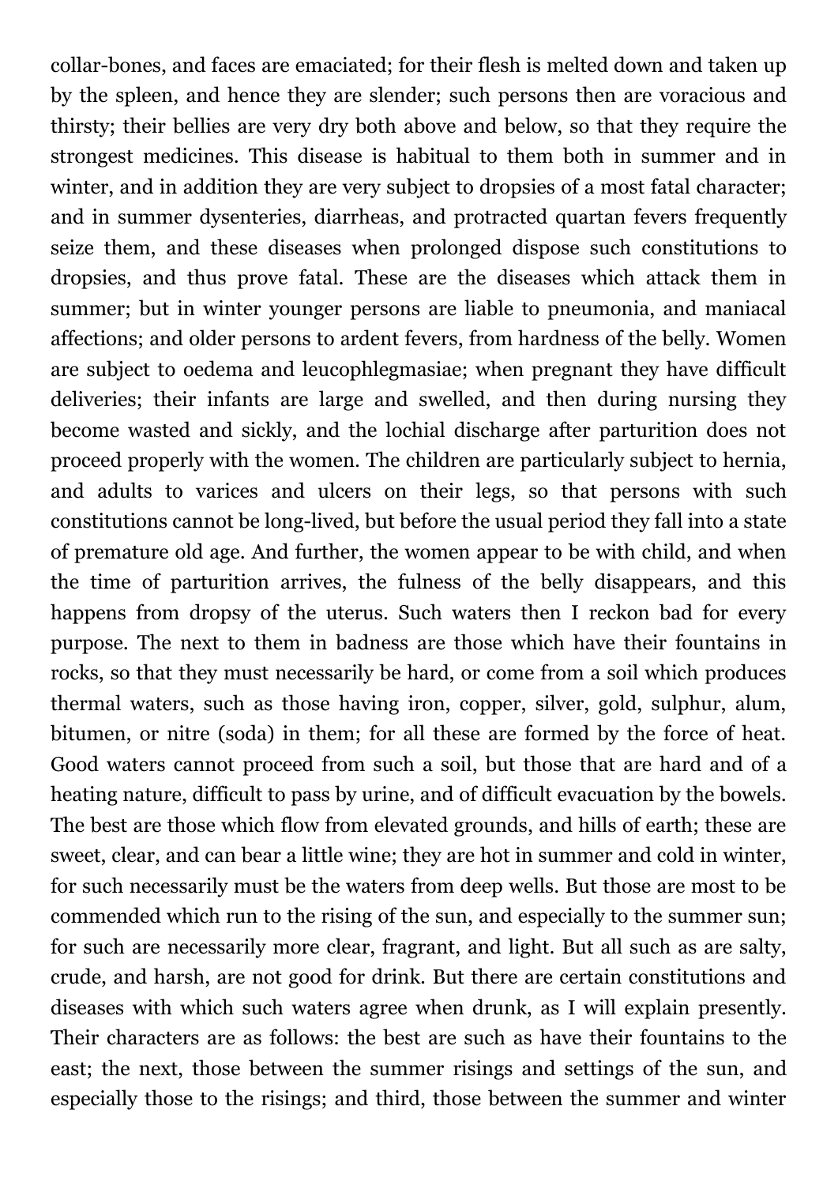collar-bones, and faces are emaciated; for their flesh is melted down and taken up by the spleen, and hence they are slender; such persons then are voracious and thirsty; their bellies are very dry both above and below, so that they require the strongest medicines. This disease is habitual to them both in summer and in winter, and in addition they are very subject to dropsies of a most fatal character; and in summer dysenteries, diarrheas, and protracted quartan fevers frequently seize them, and these diseases when prolonged dispose such constitutions to dropsies, and thus prove fatal. These are the diseases which attack them in summer; but in winter younger persons are liable to pneumonia, and maniacal affections; and older persons to ardent fevers, from hardness of the belly. Women are subject to oedema and leucophlegmasiae; when pregnant they have difficult deliveries; their infants are large and swelled, and then during nursing they become wasted and sickly, and the lochial discharge after parturition does not proceed properly with the women. The children are particularly subject to hernia, and adults to varices and ulcers on their legs, so that persons with such constitutions cannot be long-lived, but before the usual period they fall into a state of premature old age. And further, the women appear to be with child, and when the time of parturition arrives, the fulness of the belly disappears, and this happens from dropsy of the uterus. Such waters then I reckon bad for every purpose. The next to them in badness are those which have their fountains in rocks, so that they must necessarily be hard, or come from a soil which produces thermal waters, such as those having iron, copper, silver, gold, sulphur, alum, bitumen, or nitre (soda) in them; for all these are formed by the force of heat. Good waters cannot proceed from such a soil, but those that are hard and of a heating nature, difficult to pass by urine, and of difficult evacuation by the bowels. The best are those which flow from elevated grounds, and hills of earth; these are sweet, clear, and can bear a little wine; they are hot in summer and cold in winter, for such necessarily must be the waters from deep wells. But those are most to be commended which run to the rising of the sun, and especially to the summer sun; for such are necessarily more clear, fragrant, and light. But all such as are salty, crude, and harsh, are not good for drink. But there are certain constitutions and diseases with which such waters agree when drunk, as I will explain presently. Their characters are as follows: the best are such as have their fountains to the east; the next, those between the summer risings and settings of the sun, and especially those to the risings; and third, those between the summer and winter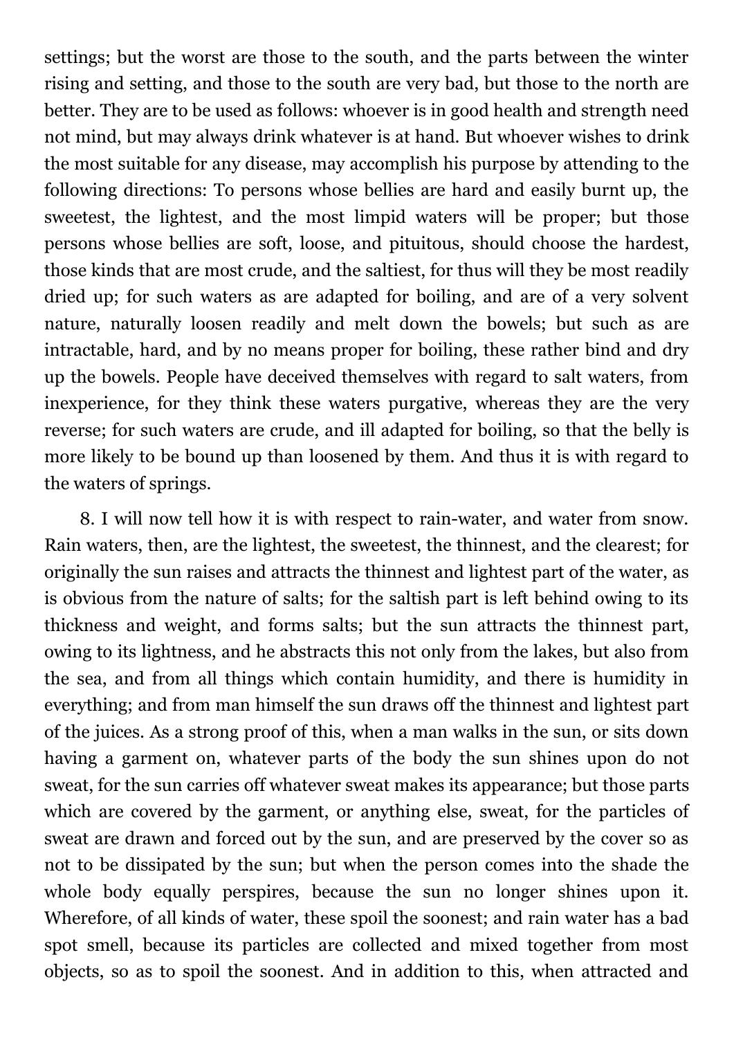settings; but the worst are those to the south, and the parts between the winter rising and setting, and those to the south are very bad, but those to the north are better. They are to be used as follows: whoever is in good health and strength need not mind, but may always drink whatever is at hand. But whoever wishes to drink the most suitable for any disease, may accomplish his purpose by attending to the following directions: To persons whose bellies are hard and easily burnt up, the sweetest, the lightest, and the most limpid waters will be proper; but those persons whose bellies are soft, loose, and pituitous, should choose the hardest, those kinds that are most crude, and the saltiest, for thus will they be most readily dried up; for such waters as are adapted for boiling, and are of a very solvent nature, naturally loosen readily and melt down the bowels; but such as are intractable, hard, and by no means proper for boiling, these rather bind and dry up the bowels. People have deceived themselves with regard to salt waters, from inexperience, for they think these waters purgative, whereas they are the very reverse; for such waters are crude, and ill adapted for boiling, so that the belly is more likely to be bound up than loosened by them. And thus it is with regard to the waters of springs.

8. I will now tell how it is with respect to rain-water, and water from snow. Rain waters, then, are the lightest, the sweetest, the thinnest, and the clearest; for originally the sun raises and attracts the thinnest and lightest part of the water, as is obvious from the nature of salts; for the saltish part is left behind owing to its thickness and weight, and forms salts; but the sun attracts the thinnest part, owing to its lightness, and he abstracts this not only from the lakes, but also from the sea, and from all things which contain humidity, and there is humidity in everything; and from man himself the sun draws off the thinnest and lightest part of the juices. As a strong proof of this, when a man walks in the sun, or sits down having a garment on, whatever parts of the body the sun shines upon do not sweat, for the sun carries off whatever sweat makes its appearance; but those parts which are covered by the garment, or anything else, sweat, for the particles of sweat are drawn and forced out by the sun, and are preserved by the cover so as not to be dissipated by the sun; but when the person comes into the shade the whole body equally perspires, because the sun no longer shines upon it. Wherefore, of all kinds of water, these spoil the soonest; and rain water has a bad spot smell, because its particles are collected and mixed together from most objects, so as to spoil the soonest. And in addition to this, when attracted and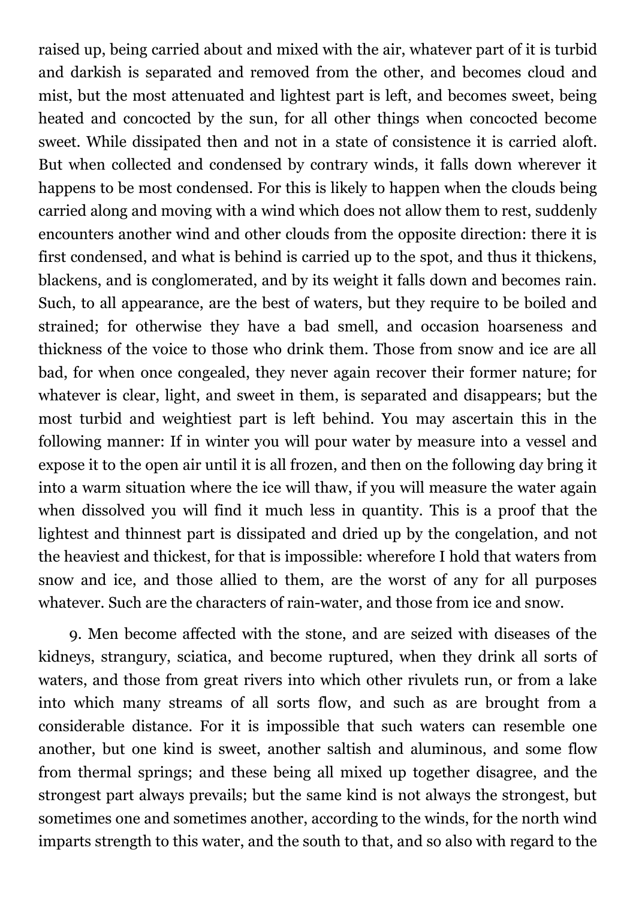raised up, being carried about and mixed with the air, whatever part of it is turbid and darkish is separated and removed from the other, and becomes cloud and mist, but the most attenuated and lightest part is left, and becomes sweet, being heated and concocted by the sun, for all other things when concocted become sweet. While dissipated then and not in a state of consistence it is carried aloft. But when collected and condensed by contrary winds, it falls down wherever it happens to be most condensed. For this is likely to happen when the clouds being carried along and moving with a wind which does not allow them to rest, suddenly encounters another wind and other clouds from the opposite direction: there it is first condensed, and what is behind is carried up to the spot, and thus it thickens, blackens, and is conglomerated, and by its weight it falls down and becomes rain. Such, to all appearance, are the best of waters, but they require to be boiled and strained; for otherwise they have a bad smell, and occasion hoarseness and thickness of the voice to those who drink them. Those from snow and ice are all bad, for when once congealed, they never again recover their former nature; for whatever is clear, light, and sweet in them, is separated and disappears; but the most turbid and weightiest part is left behind. You may ascertain this in the following manner: If in winter you will pour water by measure into a vessel and expose it to the open air until it is all frozen, and then on the following day bring it into a warm situation where the ice will thaw, if you will measure the water again when dissolved you will find it much less in quantity. This is a proof that the lightest and thinnest part is dissipated and dried up by the congelation, and not the heaviest and thickest, for that is impossible: wherefore I hold that waters from snow and ice, and those allied to them, are the worst of any for all purposes whatever. Such are the characters of rain-water, and those from ice and snow.

9. Men become affected with the stone, and are seized with diseases of the kidneys, strangury, sciatica, and become ruptured, when they drink all sorts of waters, and those from great rivers into which other rivulets run, or from a lake into which many streams of all sorts flow, and such as are brought from a considerable distance. For it is impossible that such waters can resemble one another, but one kind is sweet, another saltish and aluminous, and some flow from thermal springs; and these being all mixed up together disagree, and the strongest part always prevails; but the same kind is not always the strongest, but sometimes one and sometimes another, according to the winds, for the north wind imparts strength to this water, and the south to that, and so also with regard to the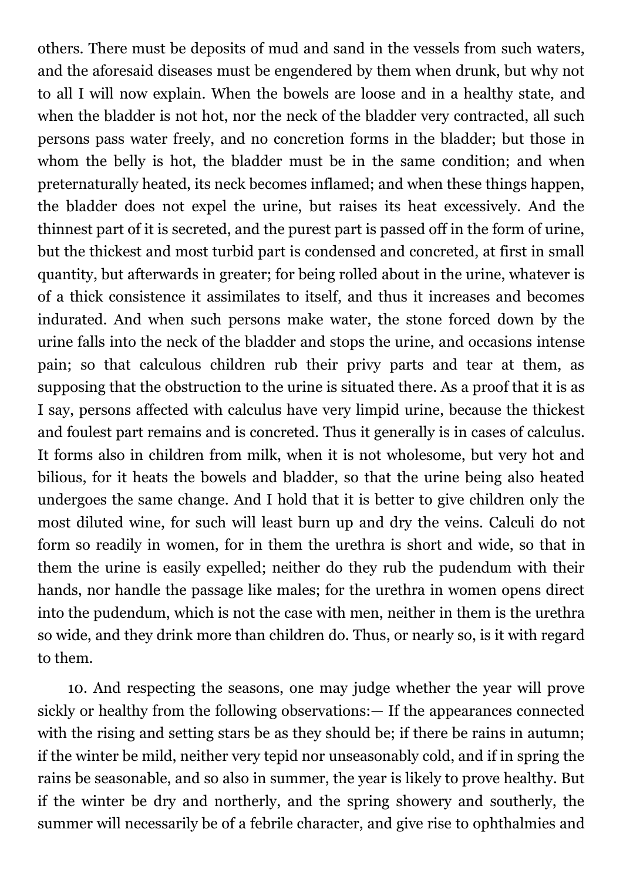others. There must be deposits of mud and sand in the vessels from such waters, and the aforesaid diseases must be engendered by them when drunk, but why not to all I will now explain. When the bowels are loose and in a healthy state, and when the bladder is not hot, nor the neck of the bladder very contracted, all such persons pass water freely, and no concretion forms in the bladder; but those in whom the belly is hot, the bladder must be in the same condition; and when preternaturally heated, its neck becomes inflamed; and when these things happen, the bladder does not expel the urine, but raises its heat excessively. And the thinnest part of it is secreted, and the purest part is passed off in the form of urine, but the thickest and most turbid part is condensed and concreted, at first in small quantity, but afterwards in greater; for being rolled about in the urine, whatever is of a thick consistence it assimilates to itself, and thus it increases and becomes indurated. And when such persons make water, the stone forced down by the urine falls into the neck of the bladder and stops the urine, and occasions intense pain; so that calculous children rub their privy parts and tear at them, as supposing that the obstruction to the urine is situated there. As a proof that it is as I say, persons affected with calculus have very limpid urine, because the thickest and foulest part remains and is concreted. Thus it generally is in cases of calculus. It forms also in children from milk, when it is not wholesome, but very hot and bilious, for it heats the bowels and bladder, so that the urine being also heated undergoes the same change. And I hold that it is better to give children only the most diluted wine, for such will least burn up and dry the veins. Calculi do not form so readily in women, for in them the urethra is short and wide, so that in them the urine is easily expelled; neither do they rub the pudendum with their hands, nor handle the passage like males; for the urethra in women opens direct into the pudendum, which is not the case with men, neither in them is the urethra so wide, and they drink more than children do. Thus, or nearly so, is it with regard to them.

10. And respecting the seasons, one may judge whether the year will prove sickly or healthy from the following observations:— If the appearances connected with the rising and setting stars be as they should be; if there be rains in autumn; if the winter be mild, neither very tepid nor unseasonably cold, and if in spring the rains be seasonable, and so also in summer, the year is likely to prove healthy. But if the winter be dry and northerly, and the spring showery and southerly, the summer will necessarily be of a febrile character, and give rise to ophthalmies and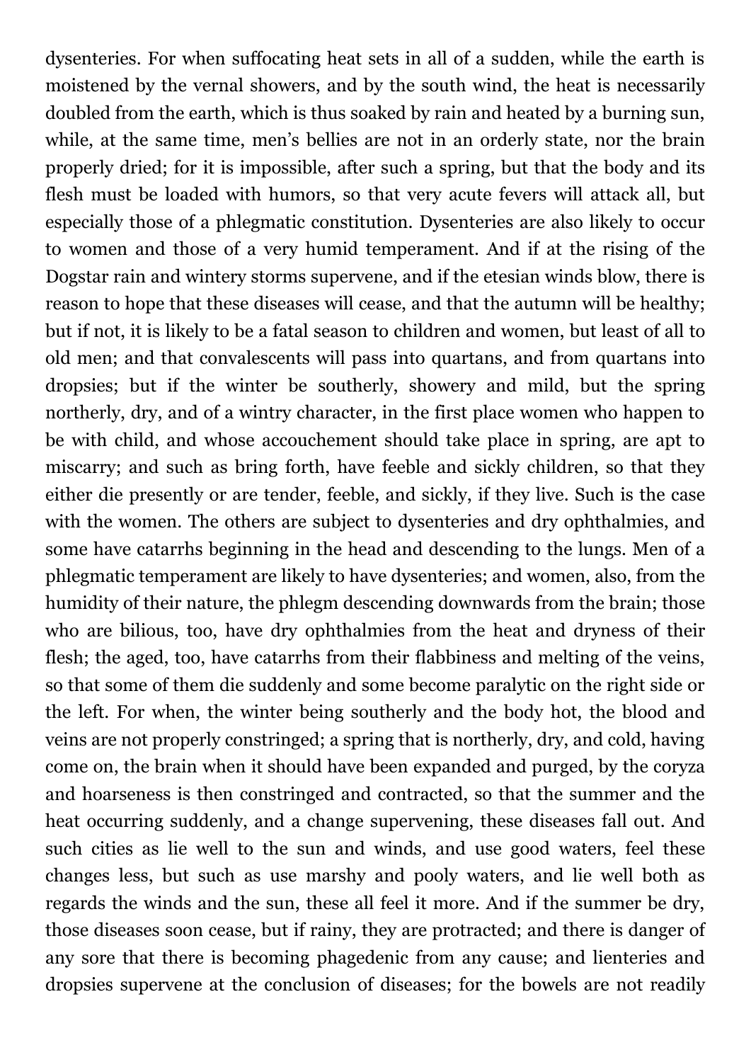dysenteries. For when suffocating heat sets in all of a sudden, while the earth is moistened by the vernal showers, and by the south wind, the heat is necessarily doubled from the earth, which is thus soaked by rain and heated by a burning sun, while, at the same time, men's bellies are not in an orderly state, nor the brain properly dried; for it is impossible, after such a spring, but that the body and its flesh must be loaded with humors, so that very acute fevers will attack all, but especially those of a phlegmatic constitution. Dysenteries are also likely to occur to women and those of a very humid temperament. And if at the rising of the Dogstar rain and wintery storms supervene, and if the etesian winds blow, there is reason to hope that these diseases will cease, and that the autumn will be healthy; but if not, it is likely to be a fatal season to children and women, but least of all to old men; and that convalescents will pass into quartans, and from quartans into dropsies; but if the winter be southerly, showery and mild, but the spring northerly, dry, and of a wintry character, in the first place women who happen to be with child, and whose accouchement should take place in spring, are apt to miscarry; and such as bring forth, have feeble and sickly children, so that they either die presently or are tender, feeble, and sickly, if they live. Such is the case with the women. The others are subject to dysenteries and dry ophthalmies, and some have catarrhs beginning in the head and descending to the lungs. Men of a phlegmatic temperament are likely to have dysenteries; and women, also, from the humidity of their nature, the phlegm descending downwards from the brain; those who are bilious, too, have dry ophthalmies from the heat and dryness of their flesh; the aged, too, have catarrhs from their flabbiness and melting of the veins, so that some of them die suddenly and some become paralytic on the right side or the left. For when, the winter being southerly and the body hot, the blood and veins are not properly constringed; a spring that is northerly, dry, and cold, having come on, the brain when it should have been expanded and purged, by the coryza and hoarseness is then constringed and contracted, so that the summer and the heat occurring suddenly, and a change supervening, these diseases fall out. And such cities as lie well to the sun and winds, and use good waters, feel these changes less, but such as use marshy and pooly waters, and lie well both as regards the winds and the sun, these all feel it more. And if the summer be dry, those diseases soon cease, but if rainy, they are protracted; and there is danger of any sore that there is becoming phagedenic from any cause; and lienteries and dropsies supervene at the conclusion of diseases; for the bowels are not readily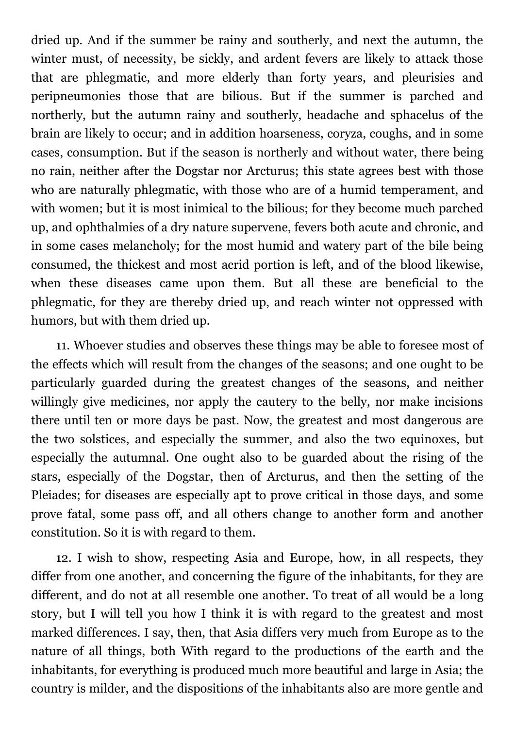dried up. And if the summer be rainy and southerly, and next the autumn, the winter must, of necessity, be sickly, and ardent fevers are likely to attack those that are phlegmatic, and more elderly than forty years, and pleurisies and peripneumonies those that are bilious. But if the summer is parched and northerly, but the autumn rainy and southerly, headache and sphacelus of the brain are likely to occur; and in addition hoarseness, coryza, coughs, and in some cases, consumption. But if the season is northerly and without water, there being no rain, neither after the Dogstar nor Arcturus; this state agrees best with those who are naturally phlegmatic, with those who are of a humid temperament, and with women; but it is most inimical to the bilious; for they become much parched up, and ophthalmies of a dry nature supervene, fevers both acute and chronic, and in some cases melancholy; for the most humid and watery part of the bile being consumed, the thickest and most acrid portion is left, and of the blood likewise, when these diseases came upon them. But all these are beneficial to the phlegmatic, for they are thereby dried up, and reach winter not oppressed with humors, but with them dried up.

11. Whoever studies and observes these things may be able to foresee most of the effects which will result from the changes of the seasons; and one ought to be particularly guarded during the greatest changes of the seasons, and neither willingly give medicines, nor apply the cautery to the belly, nor make incisions there until ten or more days be past. Now, the greatest and most dangerous are the two solstices, and especially the summer, and also the two equinoxes, but especially the autumnal. One ought also to be guarded about the rising of the stars, especially of the Dogstar, then of Arcturus, and then the setting of the Pleiades; for diseases are especially apt to prove critical in those days, and some prove fatal, some pass off, and all others change to another form and another constitution. So it is with regard to them.

12. I wish to show, respecting Asia and Europe, how, in all respects, they differ from one another, and concerning the figure of the inhabitants, for they are different, and do not at all resemble one another. To treat of all would be a long story, but I will tell you how I think it is with regard to the greatest and most marked differences. I say, then, that Asia differs very much from Europe as to the nature of all things, both With regard to the productions of the earth and the inhabitants, for everything is produced much more beautiful and large in Asia; the country is milder, and the dispositions of the inhabitants also are more gentle and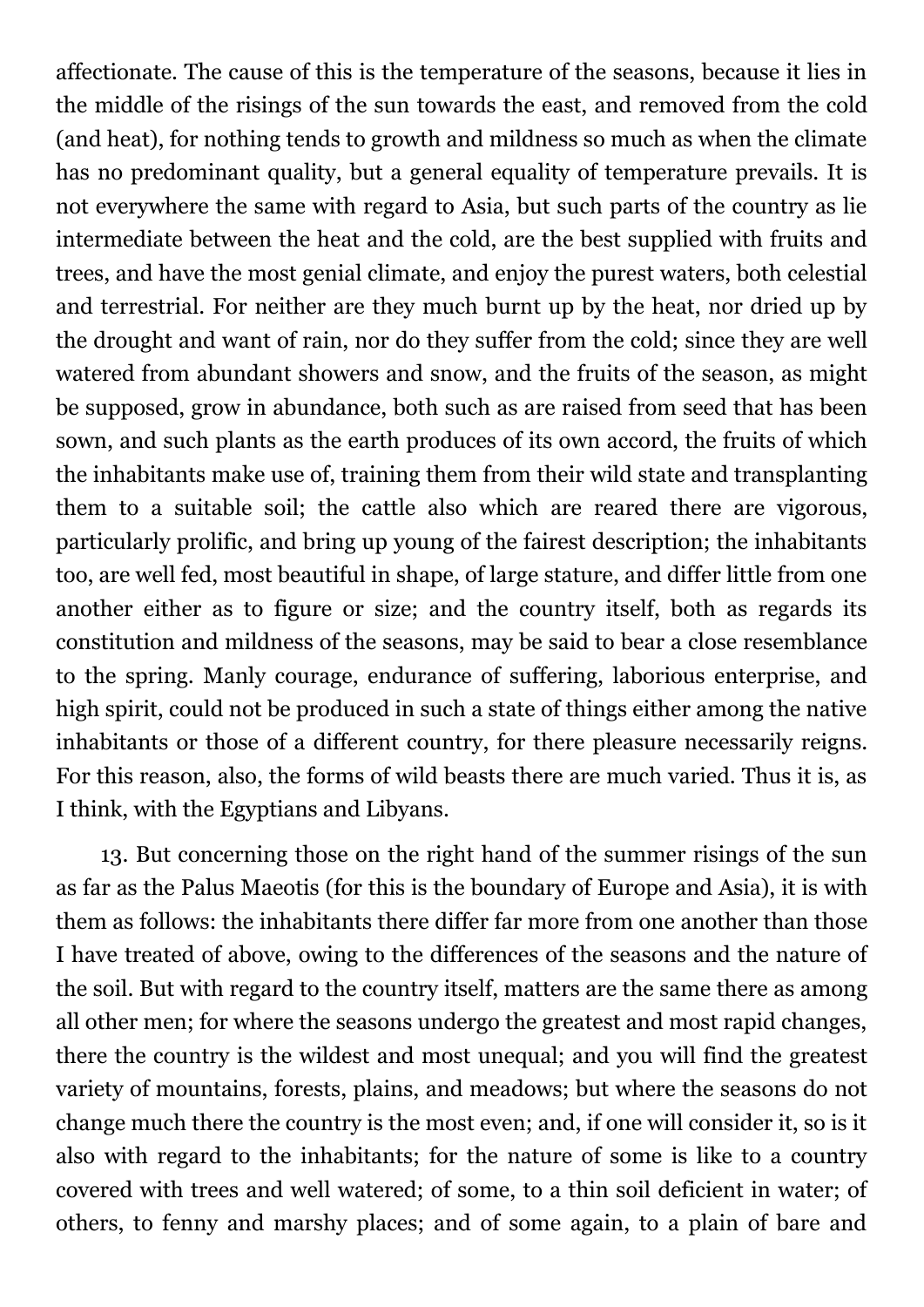affectionate. The cause of this is the temperature of the seasons, because it lies in the middle of the risings of the sun towards the east, and removed from the cold (and heat), for nothing tends to growth and mildness so much as when the climate has no predominant quality, but a general equality of temperature prevails. It is not everywhere the same with regard to Asia, but such parts of the country as lie intermediate between the heat and the cold, are the best supplied with fruits and trees, and have the most genial climate, and enjoy the purest waters, both celestial and terrestrial. For neither are they much burnt up by the heat, nor dried up by the drought and want of rain, nor do they suffer from the cold; since they are well watered from abundant showers and snow, and the fruits of the season, as might be supposed, grow in abundance, both such as are raised from seed that has been sown, and such plants as the earth produces of its own accord, the fruits of which the inhabitants make use of, training them from their wild state and transplanting them to a suitable soil; the cattle also which are reared there are vigorous, particularly prolific, and bring up young of the fairest description; the inhabitants too, are well fed, most beautiful in shape, of large stature, and differ little from one another either as to figure or size; and the country itself, both as regards its constitution and mildness of the seasons, may be said to bear a close resemblance to the spring. Manly courage, endurance of suffering, laborious enterprise, and high spirit, could not be produced in such a state of things either among the native inhabitants or those of a different country, for there pleasure necessarily reigns. For this reason, also, the forms of wild beasts there are much varied. Thus it is, as I think, with the Egyptians and Libyans.

13. But concerning those on the right hand of the summer risings of the sun as far as the Palus Maeotis (for this is the boundary of Europe and Asia), it is with them as follows: the inhabitants there differ far more from one another than those I have treated of above, owing to the differences of the seasons and the nature of the soil. But with regard to the country itself, matters are the same there as among all other men; for where the seasons undergo the greatest and most rapid changes, there the country is the wildest and most unequal; and you will find the greatest variety of mountains, forests, plains, and meadows; but where the seasons do not change much there the country is the most even; and, if one will consider it, so is it also with regard to the inhabitants; for the nature of some is like to a country covered with trees and well watered; of some, to a thin soil deficient in water; of others, to fenny and marshy places; and of some again, to a plain of bare and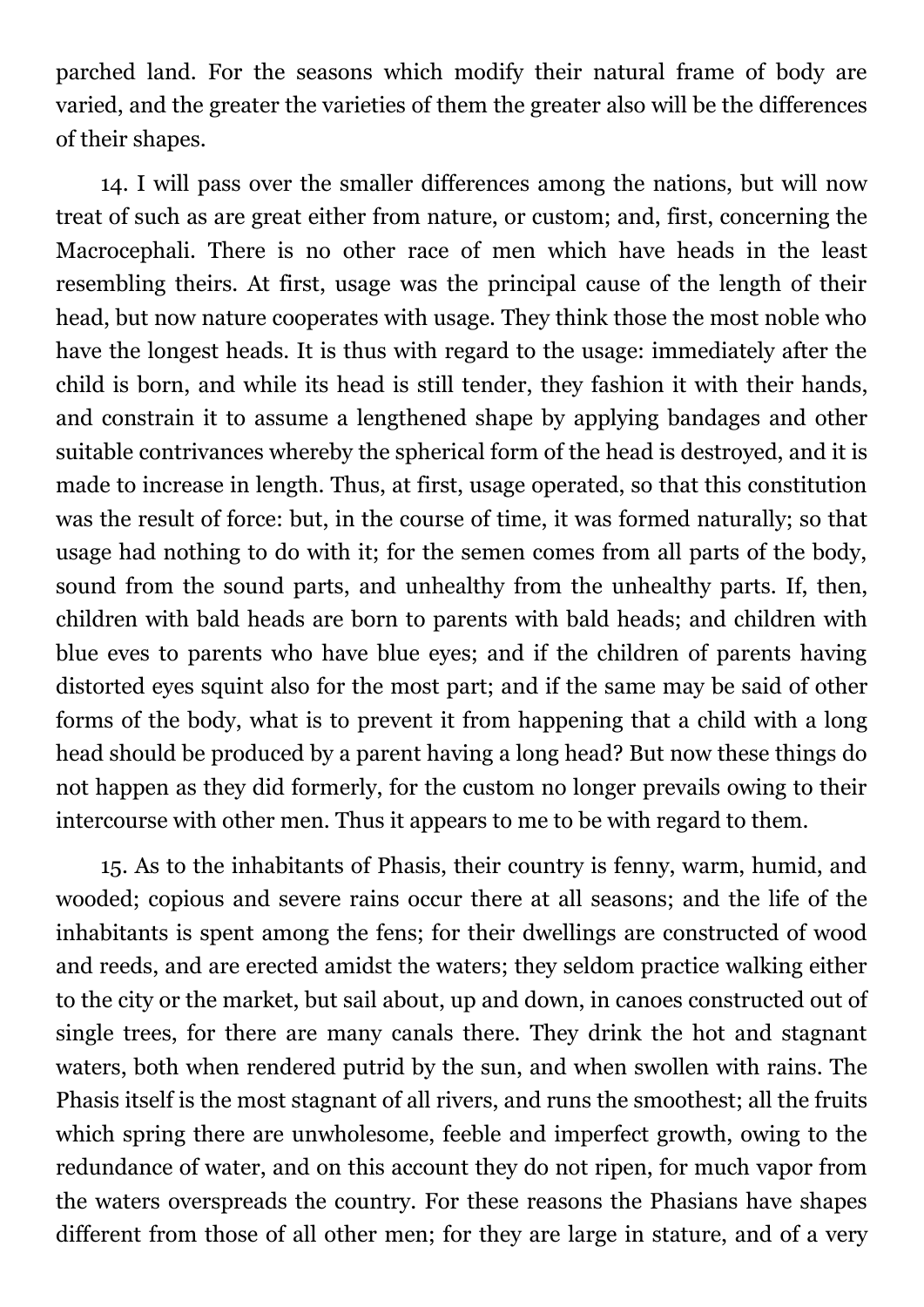parched land. For the seasons which modify their natural frame of body are varied, and the greater the varieties of them the greater also will be the differences of their shapes.

14. I will pass over the smaller differences among the nations, but will now treat of such as are great either from nature, or custom; and, first, concerning the Macrocephali. There is no other race of men which have heads in the least resembling theirs. At first, usage was the principal cause of the length of their head, but now nature cooperates with usage. They think those the most noble who have the longest heads. It is thus with regard to the usage: immediately after the child is born, and while its head is still tender, they fashion it with their hands, and constrain it to assume a lengthened shape by applying bandages and other suitable contrivances whereby the spherical form of the head is destroyed, and it is made to increase in length. Thus, at first, usage operated, so that this constitution was the result of force: but, in the course of time, it was formed naturally; so that usage had nothing to do with it; for the semen comes from all parts of the body, sound from the sound parts, and unhealthy from the unhealthy parts. If, then, children with bald heads are born to parents with bald heads; and children with blue eves to parents who have blue eyes; and if the children of parents having distorted eyes squint also for the most part; and if the same may be said of other forms of the body, what is to prevent it from happening that a child with a long head should be produced by a parent having a long head? But now these things do not happen as they did formerly, for the custom no longer prevails owing to their intercourse with other men. Thus it appears to me to be with regard to them.

15. As to the inhabitants of Phasis, their country is fenny, warm, humid, and wooded; copious and severe rains occur there at all seasons; and the life of the inhabitants is spent among the fens; for their dwellings are constructed of wood and reeds, and are erected amidst the waters; they seldom practice walking either to the city or the market, but sail about, up and down, in canoes constructed out of single trees, for there are many canals there. They drink the hot and stagnant waters, both when rendered putrid by the sun, and when swollen with rains. The Phasis itself is the most stagnant of all rivers, and runs the smoothest; all the fruits which spring there are unwholesome, feeble and imperfect growth, owing to the redundance of water, and on this account they do not ripen, for much vapor from the waters overspreads the country. For these reasons the Phasians have shapes different from those of all other men; for they are large in stature, and of a very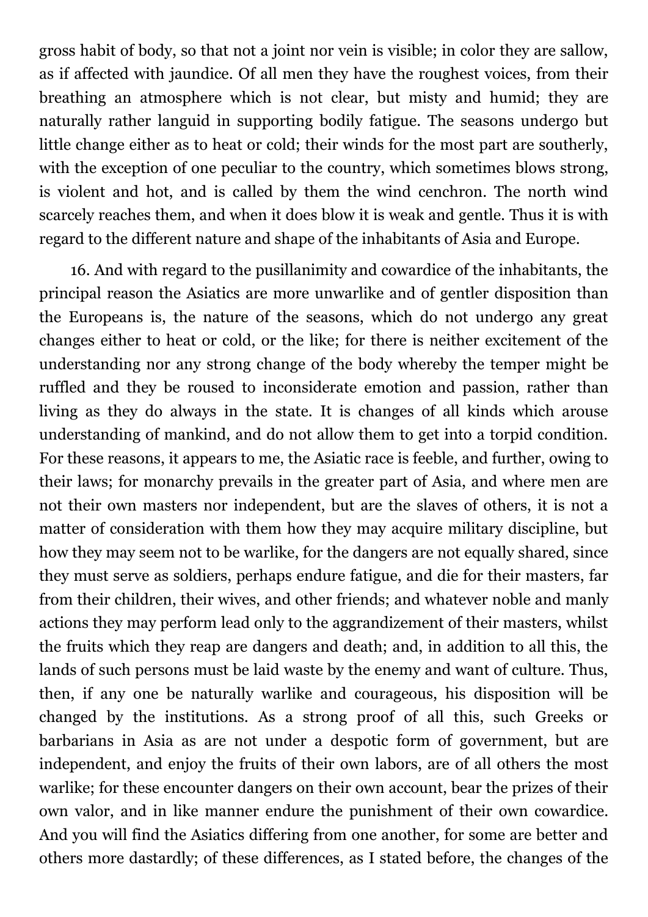gross habit of body, so that not a joint nor vein is visible; in color they are sallow, as if affected with jaundice. Of all men they have the roughest voices, from their breathing an atmosphere which is not clear, but misty and humid; they are naturally rather languid in supporting bodily fatigue. The seasons undergo but little change either as to heat or cold; their winds for the most part are southerly, with the exception of one peculiar to the country, which sometimes blows strong, is violent and hot, and is called by them the wind cenchron. The north wind scarcely reaches them, and when it does blow it is weak and gentle. Thus it is with regard to the different nature and shape of the inhabitants of Asia and Europe.

16. And with regard to the pusillanimity and cowardice of the inhabitants, the principal reason the Asiatics are more unwarlike and of gentler disposition than the Europeans is, the nature of the seasons, which do not undergo any great changes either to heat or cold, or the like; for there is neither excitement of the understanding nor any strong change of the body whereby the temper might be ruffled and they be roused to inconsiderate emotion and passion, rather than living as they do always in the state. It is changes of all kinds which arouse understanding of mankind, and do not allow them to get into a torpid condition. For these reasons, it appears to me, the Asiatic race is feeble, and further, owing to their laws; for monarchy prevails in the greater part of Asia, and where men are not their own masters nor independent, but are the slaves of others, it is not a matter of consideration with them how they may acquire military discipline, but how they may seem not to be warlike, for the dangers are not equally shared, since they must serve as soldiers, perhaps endure fatigue, and die for their masters, far from their children, their wives, and other friends; and whatever noble and manly actions they may perform lead only to the aggrandizement of their masters, whilst the fruits which they reap are dangers and death; and, in addition to all this, the lands of such persons must be laid waste by the enemy and want of culture. Thus, then, if any one be naturally warlike and courageous, his disposition will be changed by the institutions. As a strong proof of all this, such Greeks or barbarians in Asia as are not under a despotic form of government, but are independent, and enjoy the fruits of their own labors, are of all others the most warlike; for these encounter dangers on their own account, bear the prizes of their own valor, and in like manner endure the punishment of their own cowardice. And you will find the Asiatics differing from one another, for some are better and others more dastardly; of these differences, as I stated before, the changes of the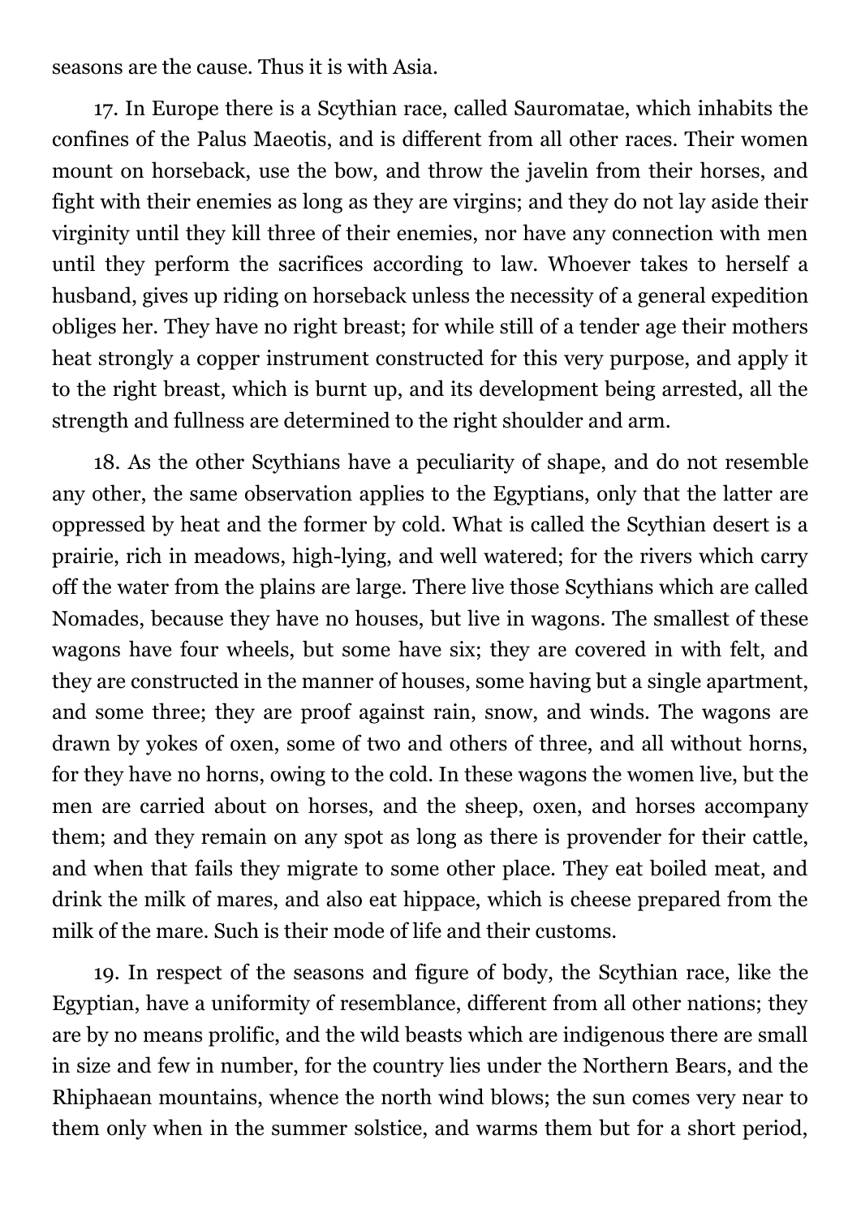seasons are the cause. Thus it is with Asia.

17. In Europe there is a Scythian race, called Sauromatae, which inhabits the confines of the Palus Maeotis, and is different from all other races. Their women mount on horseback, use the bow, and throw the javelin from their horses, and fight with their enemies as long as they are virgins; and they do not lay aside their virginity until they kill three of their enemies, nor have any connection with men until they perform the sacrifices according to law. Whoever takes to herself a husband, gives up riding on horseback unless the necessity of a general expedition obliges her. They have no right breast; for while still of a tender age their mothers heat strongly a copper instrument constructed for this very purpose, and apply it to the right breast, which is burnt up, and its development being arrested, all the strength and fullness are determined to the right shoulder and arm.

18. As the other Scythians have a peculiarity of shape, and do not resemble any other, the same observation applies to the Egyptians, only that the latter are oppressed by heat and the former by cold. What is called the Scythian desert is a prairie, rich in meadows, high-lying, and well watered; for the rivers which carry off the water from the plains are large. There live those Scythians which are called Nomades, because they have no houses, but live in wagons. The smallest of these wagons have four wheels, but some have six; they are covered in with felt, and they are constructed in the manner of houses, some having but a single apartment, and some three; they are proof against rain, snow, and winds. The wagons are drawn by yokes of oxen, some of two and others of three, and all without horns, for they have no horns, owing to the cold. In these wagons the women live, but the men are carried about on horses, and the sheep, oxen, and horses accompany them; and they remain on any spot as long as there is provender for their cattle, and when that fails they migrate to some other place. They eat boiled meat, and drink the milk of mares, and also eat hippace, which is cheese prepared from the milk of the mare. Such is their mode of life and their customs.

19. In respect of the seasons and figure of body, the Scythian race, like the Egyptian, have a uniformity of resemblance, different from all other nations; they are by no means prolific, and the wild beasts which are indigenous there are small in size and few in number, for the country lies under the Northern Bears, and the Rhiphaean mountains, whence the north wind blows; the sun comes very near to them only when in the summer solstice, and warms them but for a short period,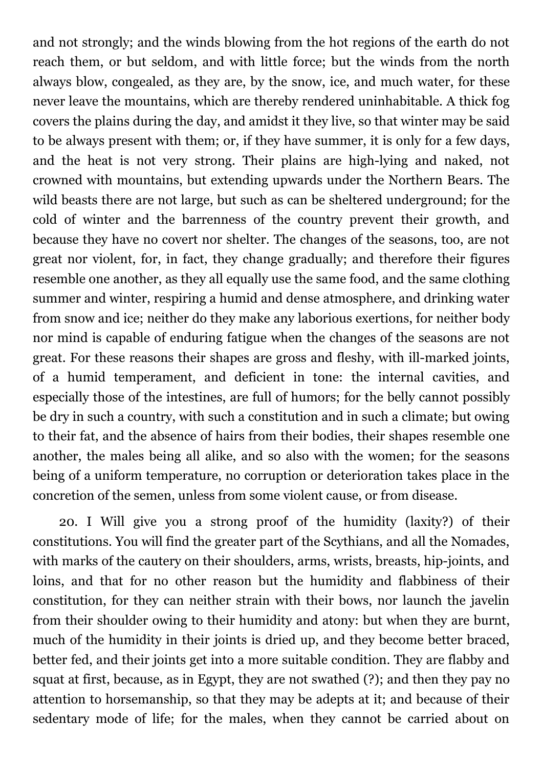and not strongly; and the winds blowing from the hot regions of the earth do not reach them, or but seldom, and with little force; but the winds from the north always blow, congealed, as they are, by the snow, ice, and much water, for these never leave the mountains, which are thereby rendered uninhabitable. A thick fog covers the plains during the day, and amidst it they live, so that winter may be said to be always present with them; or, if they have summer, it is only for a few days, and the heat is not very strong. Their plains are high-lying and naked, not crowned with mountains, but extending upwards under the Northern Bears. The wild beasts there are not large, but such as can be sheltered underground; for the cold of winter and the barrenness of the country prevent their growth, and because they have no covert nor shelter. The changes of the seasons, too, are not great nor violent, for, in fact, they change gradually; and therefore their figures resemble one another, as they all equally use the same food, and the same clothing summer and winter, respiring a humid and dense atmosphere, and drinking water from snow and ice; neither do they make any laborious exertions, for neither body nor mind is capable of enduring fatigue when the changes of the seasons are not great. For these reasons their shapes are gross and fleshy, with ill-marked joints, of a humid temperament, and deficient in tone: the internal cavities, and especially those of the intestines, are full of humors; for the belly cannot possibly be dry in such a country, with such a constitution and in such a climate; but owing to their fat, and the absence of hairs from their bodies, their shapes resemble one another, the males being all alike, and so also with the women; for the seasons being of a uniform temperature, no corruption or deterioration takes place in the concretion of the semen, unless from some violent cause, or from disease.

20. I Will give you a strong proof of the humidity (laxity?) of their constitutions. You will find the greater part of the Scythians, and all the Nomades, with marks of the cautery on their shoulders, arms, wrists, breasts, hip-joints, and loins, and that for no other reason but the humidity and flabbiness of their constitution, for they can neither strain with their bows, nor launch the javelin from their shoulder owing to their humidity and atony: but when they are burnt, much of the humidity in their joints is dried up, and they become better braced, better fed, and their joints get into a more suitable condition. They are flabby and squat at first, because, as in Egypt, they are not swathed (?); and then they pay no attention to horsemanship, so that they may be adepts at it; and because of their sedentary mode of life; for the males, when they cannot be carried about on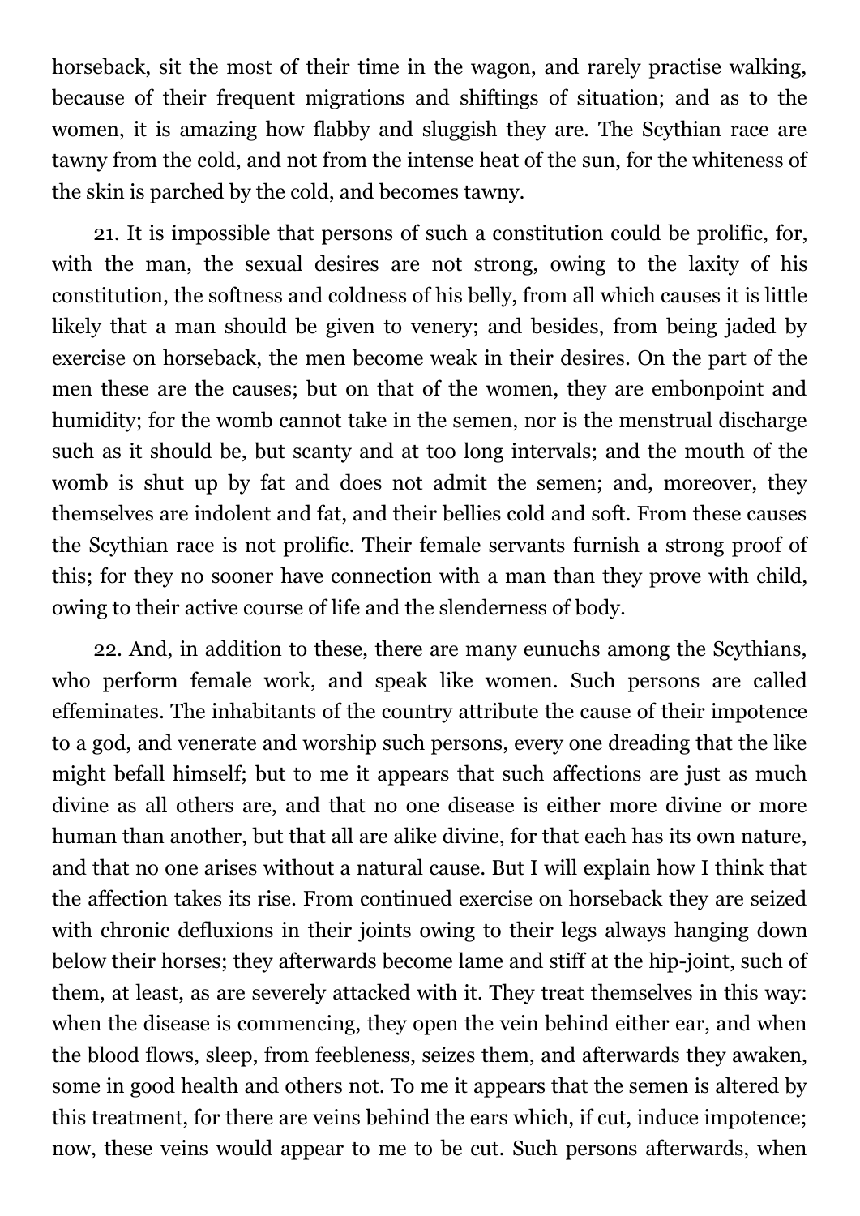horseback, sit the most of their time in the wagon, and rarely practise walking, because of their frequent migrations and shiftings of situation; and as to the women, it is amazing how flabby and sluggish they are. The Scythian race are tawny from the cold, and not from the intense heat of the sun, for the whiteness of the skin is parched by the cold, and becomes tawny.

21. It is impossible that persons of such a constitution could be prolific, for, with the man, the sexual desires are not strong, owing to the laxity of his constitution, the softness and coldness of his belly, from all which causes it is little likely that a man should be given to venery; and besides, from being jaded by exercise on horseback, the men become weak in their desires. On the part of the men these are the causes; but on that of the women, they are embonpoint and humidity; for the womb cannot take in the semen, nor is the menstrual discharge such as it should be, but scanty and at too long intervals; and the mouth of the womb is shut up by fat and does not admit the semen; and, moreover, they themselves are indolent and fat, and their bellies cold and soft. From these causes the Scythian race is not prolific. Their female servants furnish a strong proof of this; for they no sooner have connection with a man than they prove with child, owing to their active course of life and the slenderness of body.

22. And, in addition to these, there are many eunuchs among the Scythians, who perform female work, and speak like women. Such persons are called effeminates. The inhabitants of the country attribute the cause of their impotence to a god, and venerate and worship such persons, every one dreading that the like might befall himself; but to me it appears that such affections are just as much divine as all others are, and that no one disease is either more divine or more human than another, but that all are alike divine, for that each has its own nature, and that no one arises without a natural cause. But I will explain how I think that the affection takes its rise. From continued exercise on horseback they are seized with chronic defluxions in their joints owing to their legs always hanging down below their horses; they afterwards become lame and stiff at the hip-joint, such of them, at least, as are severely attacked with it. They treat themselves in this way: when the disease is commencing, they open the vein behind either ear, and when the blood flows, sleep, from feebleness, seizes them, and afterwards they awaken, some in good health and others not. To me it appears that the semen is altered by this treatment, for there are veins behind the ears which, if cut, induce impotence; now, these veins would appear to me to be cut. Such persons afterwards, when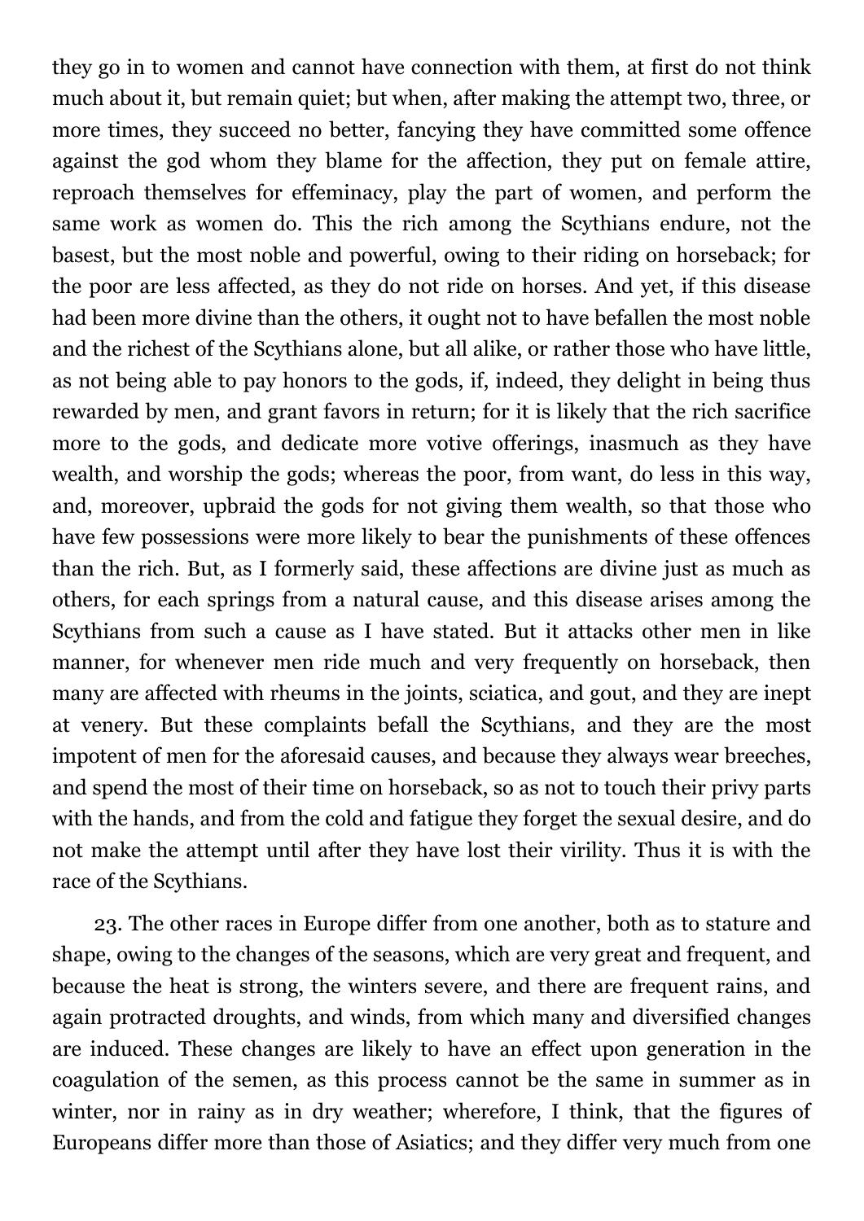they go in to women and cannot have connection with them, at first do not think much about it, but remain quiet; but when, after making the attempt two, three, or more times, they succeed no better, fancying they have committed some offence against the god whom they blame for the affection, they put on female attire, reproach themselves for effeminacy, play the part of women, and perform the same work as women do. This the rich among the Scythians endure, not the basest, but the most noble and powerful, owing to their riding on horseback; for the poor are less affected, as they do not ride on horses. And yet, if this disease had been more divine than the others, it ought not to have befallen the most noble and the richest of the Scythians alone, but all alike, or rather those who have little, as not being able to pay honors to the gods, if, indeed, they delight in being thus rewarded by men, and grant favors in return; for it is likely that the rich sacrifice more to the gods, and dedicate more votive offerings, inasmuch as they have wealth, and worship the gods; whereas the poor, from want, do less in this way, and, moreover, upbraid the gods for not giving them wealth, so that those who have few possessions were more likely to bear the punishments of these offences than the rich. But, as I formerly said, these affections are divine just as much as others, for each springs from a natural cause, and this disease arises among the Scythians from such a cause as I have stated. But it attacks other men in like manner, for whenever men ride much and very frequently on horseback, then many are affected with rheums in the joints, sciatica, and gout, and they are inept at venery. But these complaints befall the Scythians, and they are the most impotent of men for the aforesaid causes, and because they always wear breeches, and spend the most of their time on horseback, so as not to touch their privy parts with the hands, and from the cold and fatigue they forget the sexual desire, and do not make the attempt until after they have lost their virility. Thus it is with the race of the Scythians.

23. The other races in Europe differ from one another, both as to stature and shape, owing to the changes of the seasons, which are very great and frequent, and because the heat is strong, the winters severe, and there are frequent rains, and again protracted droughts, and winds, from which many and diversified changes are induced. These changes are likely to have an effect upon generation in the coagulation of the semen, as this process cannot be the same in summer as in winter, nor in rainy as in dry weather; wherefore, I think, that the figures of Europeans differ more than those of Asiatics; and they differ very much from one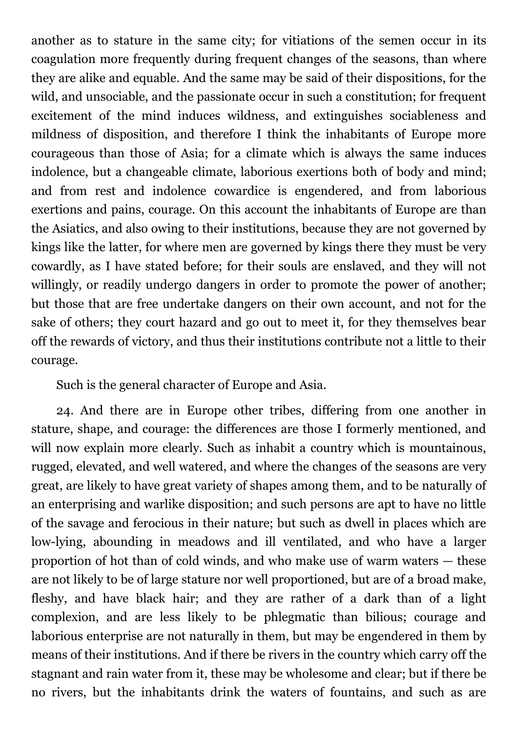another as to stature in the same city; for vitiations of the semen occur in its coagulation more frequently during frequent changes of the seasons, than where they are alike and equable. And the same may be said of their dispositions, for the wild, and unsociable, and the passionate occur in such a constitution; for frequent excitement of the mind induces wildness, and extinguishes sociableness and mildness of disposition, and therefore I think the inhabitants of Europe more courageous than those of Asia; for a climate which is always the same induces indolence, but a changeable climate, laborious exertions both of body and mind; and from rest and indolence cowardice is engendered, and from laborious exertions and pains, courage. On this account the inhabitants of Europe are than the Asiatics, and also owing to their institutions, because they are not governed by kings like the latter, for where men are governed by kings there they must be very cowardly, as I have stated before; for their souls are enslaved, and they will not willingly, or readily undergo dangers in order to promote the power of another; but those that are free undertake dangers on their own account, and not for the sake of others; they court hazard and go out to meet it, for they themselves bear off the rewards of victory, and thus their institutions contribute not a little to their courage.

Such is the general character of Europe and Asia.

24. And there are in Europe other tribes, differing from one another in stature, shape, and courage: the differences are those I formerly mentioned, and will now explain more clearly. Such as inhabit a country which is mountainous, rugged, elevated, and well watered, and where the changes of the seasons are very great, are likely to have great variety of shapes among them, and to be naturally of an enterprising and warlike disposition; and such persons are apt to have no little of the savage and ferocious in their nature; but such as dwell in places which are low-lying, abounding in meadows and ill ventilated, and who have a larger proportion of hot than of cold winds, and who make use of warm waters — these are not likely to be of large stature nor well proportioned, but are of a broad make, fleshy, and have black hair; and they are rather of a dark than of a light complexion, and are less likely to be phlegmatic than bilious; courage and laborious enterprise are not naturally in them, but may be engendered in them by means of their institutions. And if there be rivers in the country which carry off the stagnant and rain water from it, these may be wholesome and clear; but if there be no rivers, but the inhabitants drink the waters of fountains, and such as are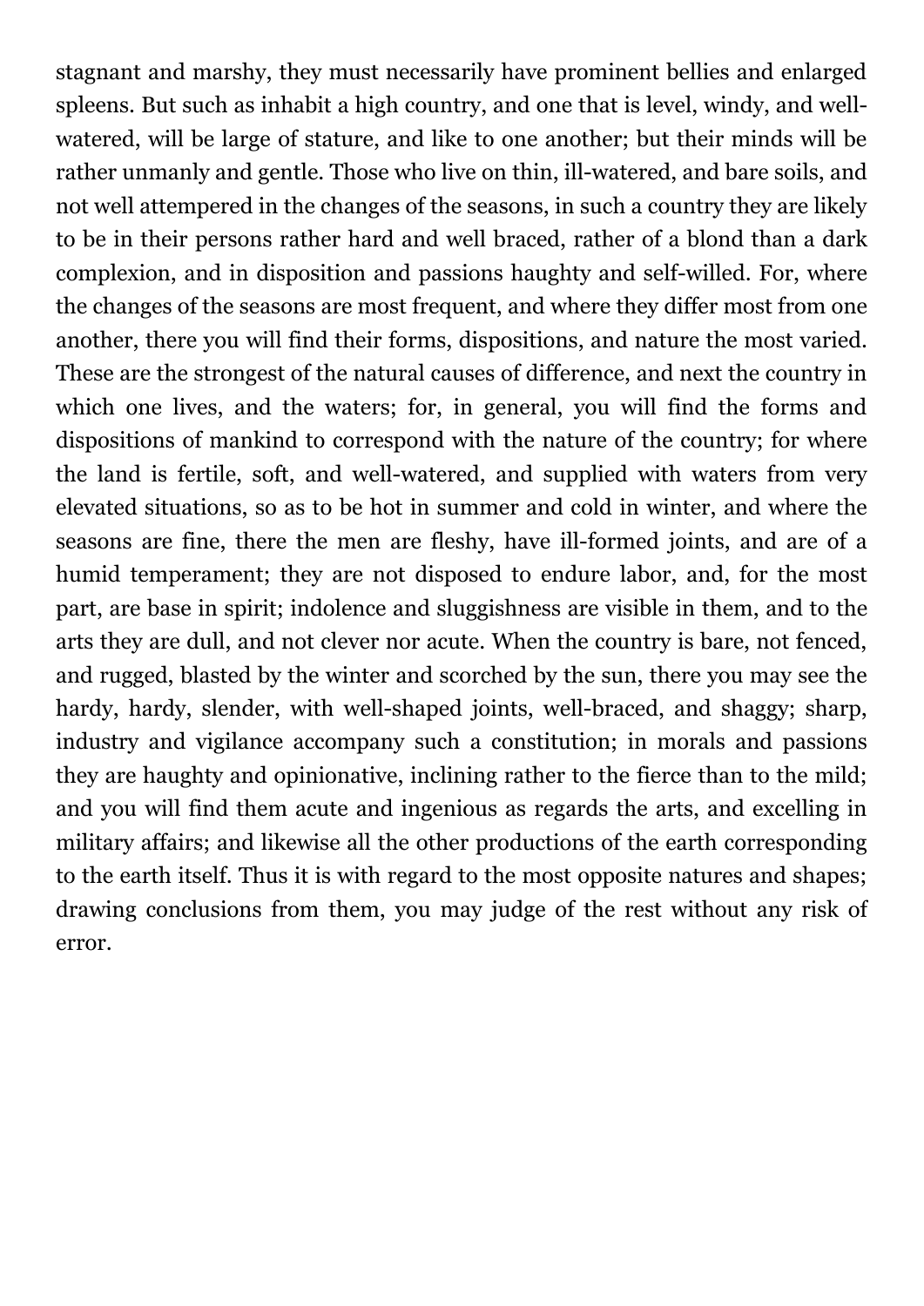stagnant and marshy, they must necessarily have prominent bellies and enlarged spleens. But such as inhabit a high country, and one that is level, windy, and well-watered, will be large of stature, and like to one another; but their minds will be rather unmanly and gentle. Those who live on thin, ill-watered, and bare soils, and not well attempered in the changes of the seasons, in such a country they are likely to be in their persons rather hard and well braced, rather of a blond than a dark complexion, and in disposition and passions haughty and self-willed. For, where the changes of the seasons are most frequent, and where they differ most from one another, there you will find their forms, dispositions, and nature the most varied. These are the strongest of the natural causes of difference, and next the country in which one lives, and the waters; for, in general, you will find the forms and dispositions of mankind to correspond with the nature of the country; for where the land is fertile, soft, and well-watered, and supplied with waters from very elevated situations, so as to be hot in summer and cold in winter, and where the seasons are fine, there the men are fleshy, have ill-formed joints, and are of a humid temperament; they are not disposed to endure labor, and, for the most part, are base in spirit; indolence and sluggishness are visible in them, and to the arts they are dull, and not clever nor acute. When the country is bare, not fenced, and rugged, blasted by the winter and scorched by the sun, there you may see the hardy, hardy, slender, with well-shaped joints, well-braced, and shaggy; sharp, industry and vigilance accompany such a constitution; in morals and passions they are haughty and opinionative, inclining rather to the fierce than to the mild; and you will find them acute and ingenious as regards the arts, and excelling in military affairs; and likewise all the other productions of the earth corresponding to the earth itself. Thus it is with regard to the most opposite natures and shapes; drawing conclusions from them, you may judge of the rest without any risk of error.